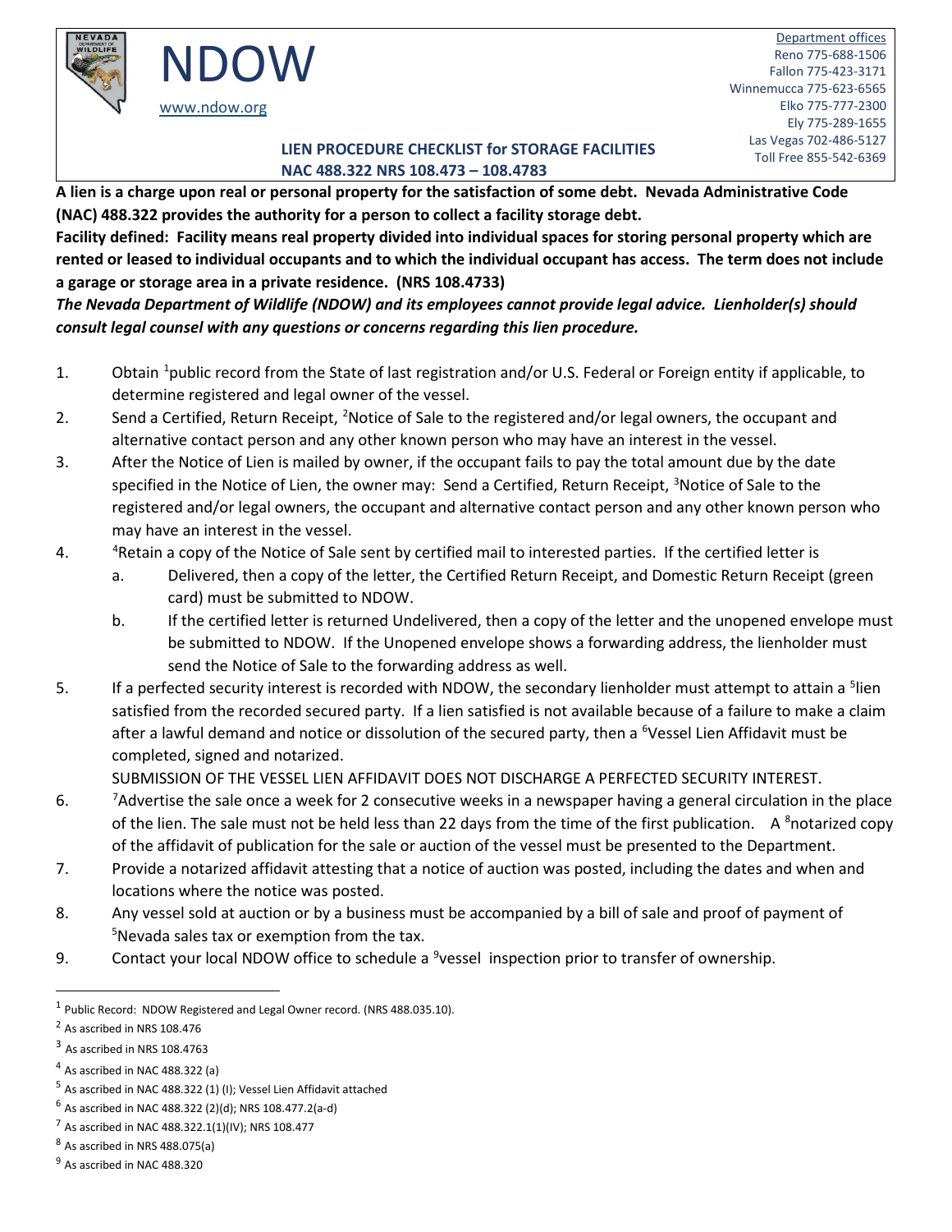# NDOW

www.ndow.org

Department offices
Reno 775-688-1506
Fallon 775-423-3171
Winnemucca 775-623-6565
Elko 775-777-2300
Ely 775-289-1655
Las Vegas 702-486-5127
Toll Free 855-542-6369

## LIEN PROCEDURE CHECKLIST for STORAGE FACILITIES
## NAC 488.322 NRS 108.473 – 108.4783

**A lien is a charge upon real or personal property for the satisfaction of some debt. Nevada Administrative Code (NAC) 488.322 provides the authority for a person to collect a facility storage debt.**

**Facility defined: Facility means real property divided into individual spaces for storing personal property which are rented or leased to individual occupants and to which the individual occupant has access. The term does not include a garage or storage area in a private residence. (NRS 108.4733)**

***The Nevada Department of Wildlife (NDOW) and its employees cannot provide legal advice. Lienholder(s) should consult legal counsel with any questions or concerns regarding this lien procedure.***

1. Obtain [1]public record from the State of last registration and/or U.S. Federal or Foreign entity if applicable, to determine registered and legal owner of the vessel.
2. Send a Certified, Return Receipt, [2]Notice of Sale to the registered and/or legal owners, the occupant and alternative contact person and any other known person who may have an interest in the vessel.
3. After the Notice of Lien is mailed by owner, if the occupant fails to pay the total amount due by the date specified in the Notice of Lien, the owner may: Send a Certified, Return Receipt, [3]Notice of Sale to the registered and/or legal owners, the occupant and alternative contact person and any other known person who may have an interest in the vessel.
4. [4]Retain a copy of the Notice of Sale sent by certified mail to interested parties. If the certified letter is
   a. Delivered, then a copy of the letter, the Certified Return Receipt, and Domestic Return Receipt (green card) must be submitted to NDOW.
   b. If the certified letter is returned Undelivered, then a copy of the letter and the unopened envelope must be submitted to NDOW. If the Unopened envelope shows a forwarding address, the lienholder must send the Notice of Sale to the forwarding address as well.
5. If a perfected security interest is recorded with NDOW, the secondary lienholder must attempt to attain a [5]lien satisfied from the recorded secured party. If a lien satisfied is not available because of a failure to make a claim after a lawful demand and notice or dissolution of the secured party, then a [6]Vessel Lien Affidavit must be completed, signed and notarized.
   SUBMISSION OF THE VESSEL LIEN AFFIDAVIT DOES NOT DISCHARGE A PERFECTED SECURITY INTEREST.
6. [7]Advertise the sale once a week for 2 consecutive weeks in a newspaper having a general circulation in the place of the lien. The sale must not be held less than 22 days from the time of the first publication. A [8]notarized copy of the affidavit of publication for the sale or auction of the vessel must be presented to the Department.
7. Provide a notarized affidavit attesting that a notice of auction was posted, including the dates and when and locations where the notice was posted.
8. Any vessel sold at auction or by a business must be accompanied by a bill of sale and proof of payment of [5]Nevada sales tax or exemption from the tax.
9. Contact your local NDOW office to schedule a [9]vessel inspection prior to transfer of ownership.

---

[1] Public Record: NDOW Registered and Legal Owner record. (NRS 488.035.10).
[2] As ascribed in NRS 108.476
[3] As ascribed in NRS 108.4763
[4] As ascribed in NAC 488.322 (a)
[5] As ascribed in NAC 488.322 (1) (I); Vessel Lien Affidavit attached
[6] As ascribed in NAC 488.322 (2)(d); NRS 108.477.2(a-d)
[7] As ascribed in NAC 488.322.1(1)(IV); NRS 108.477
[8] As ascribed in NRS 488.075(a)
[9] As ascribed in NAC 488.320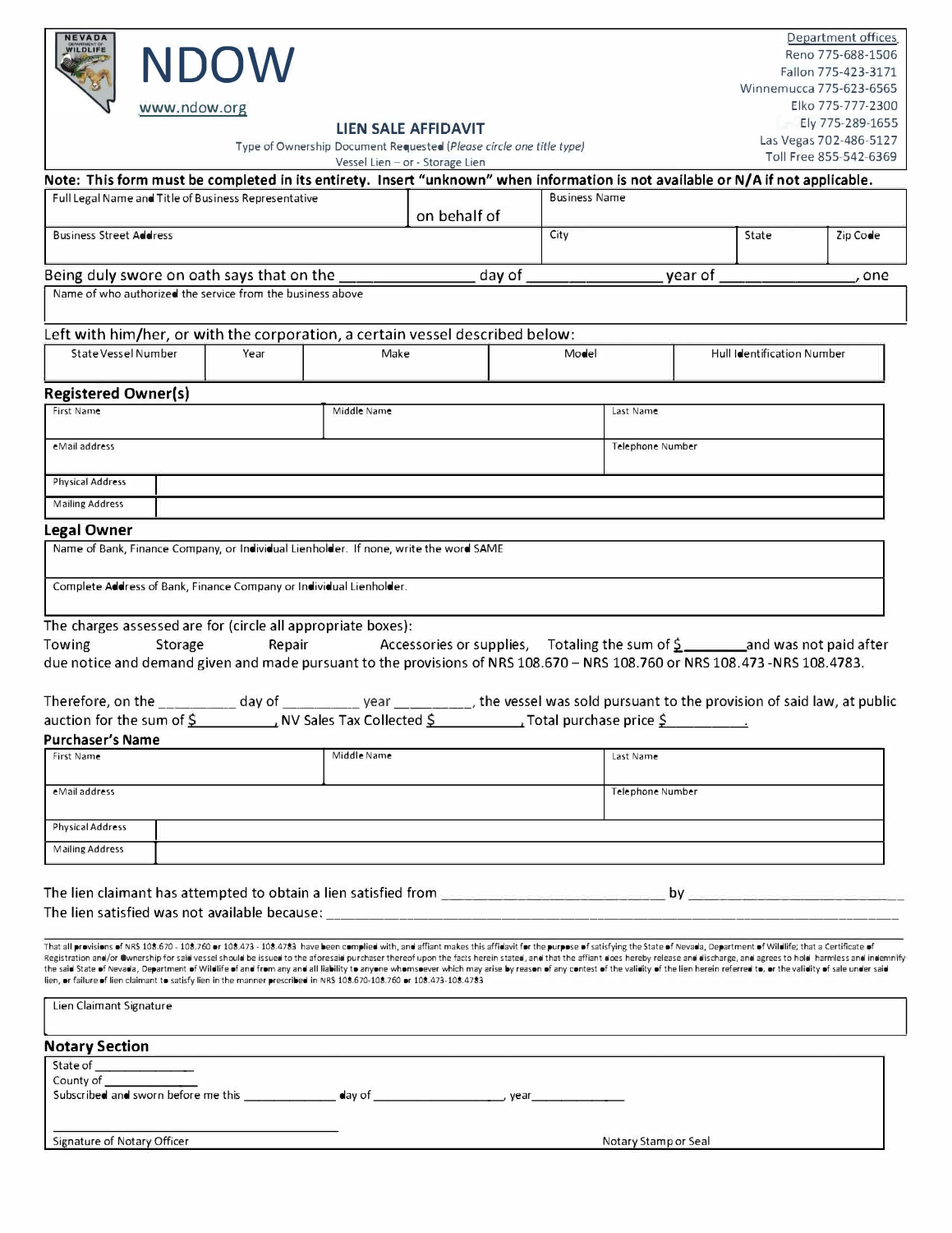NEVADA DEPARTMENT OF WILDLIFE

# NDOW

www.ndow.org

Department offices
Reno 775-688-1506
Fallon 775-423-3171
Winnemucca 775-623-6565
Elko 775-777-2300
Ely 775-289-1655
Las Vegas 702-486-5127
Toll Free 855-542-6369

## LIEN SALE AFFIDAVIT

Type of Ownership Document Requested (*Please circle one title type*)
Vessel Lien – or - Storage Lien

**Note: This form must be completed in its entirety. Insert "unknown" when information is not available or N/A if not applicable.**

| Full Legal Name and Title of Business Representative | on behalf of | Business Name | | |
|---|---|---|---|---|
| Business Street Address | | City | State | Zip Code |

Being duly swore on oath says that on the _______________ day of _______________ year of _______________, one

| Name of who authorized the service from the business above |
|---|

Left with him/her, or with the corporation, a certain vessel described below:

| State Vessel Number | Year | Make | Model | Hull Identification Number |
|---|---|---|---|---|
| | | | | |

### Registered Owner(s)

| First Name | Middle Name | Last Name |
|---|---|---|
| eMail address | | Telephone Number |
| Physical Address | | |
| Mailing Address | | |

### Legal Owner

| Name of Bank, Finance Company, or Individual Lienholder. If none, write the word SAME |
|---|
| Complete Address of Bank, Finance Company or Individual Lienholder. |

The charges assessed are for (circle all appropriate boxes):
Towing Storage Repair Accessories or supplies, Totaling the sum of $ ________ and was not paid after due notice and demand given and made pursuant to the provisions of NRS 108.670 – NRS 108.760 or NRS 108.473 -NRS 108.4783.

Therefore, on the _________ day of _________ year _________, the vessel was sold pursuant to the provision of said law, at public auction for the sum of $ __________, NV Sales Tax Collected $ ___________, Total purchase price $ _________.

### Purchaser's Name

| First Name | Middle Name | Last Name |
|---|---|---|
| eMail address | | Telephone Number |
| Physical Address | | |
| Mailing Address | | |

The lien claimant has attempted to obtain a lien satisfied from ___________________________ by ___________________________
The lien satisfied was not available because: ___________________________________________________________________________

That all provisions of NRS 108.670 - 108.760 or 108.473 - 108.4783 have been complied with, and affiant makes this affidavit for the purpose of satisfying the State of Nevada, Department of Wildlife; that a Certificate of Registration and/or Ownership for said vessel should be issued to the aforesaid purchaser thereof upon the facts herein stated, and that the affiant does hereby release and discharge, and agrees to hold harmless and indemnify the said State of Nevada, Department of Wildlife of and from any and all liability to anyone whomsoever which may arise by reason of any contest of the validity of the lien herein referred to, or the validity of sale under said lien, or failure of lien claimant to satisfy lien in the manner prescribed in NRS 108.670-108.760 or 108.473-108.4783

| Lien Claimant Signature |
|---|

### Notary Section

State of _______________
County of _______________
Subscribed and sworn before me this _____________ day of _____________________, year______________

_______________________________________
Signature of Notary Officer

Notary Stamp or Seal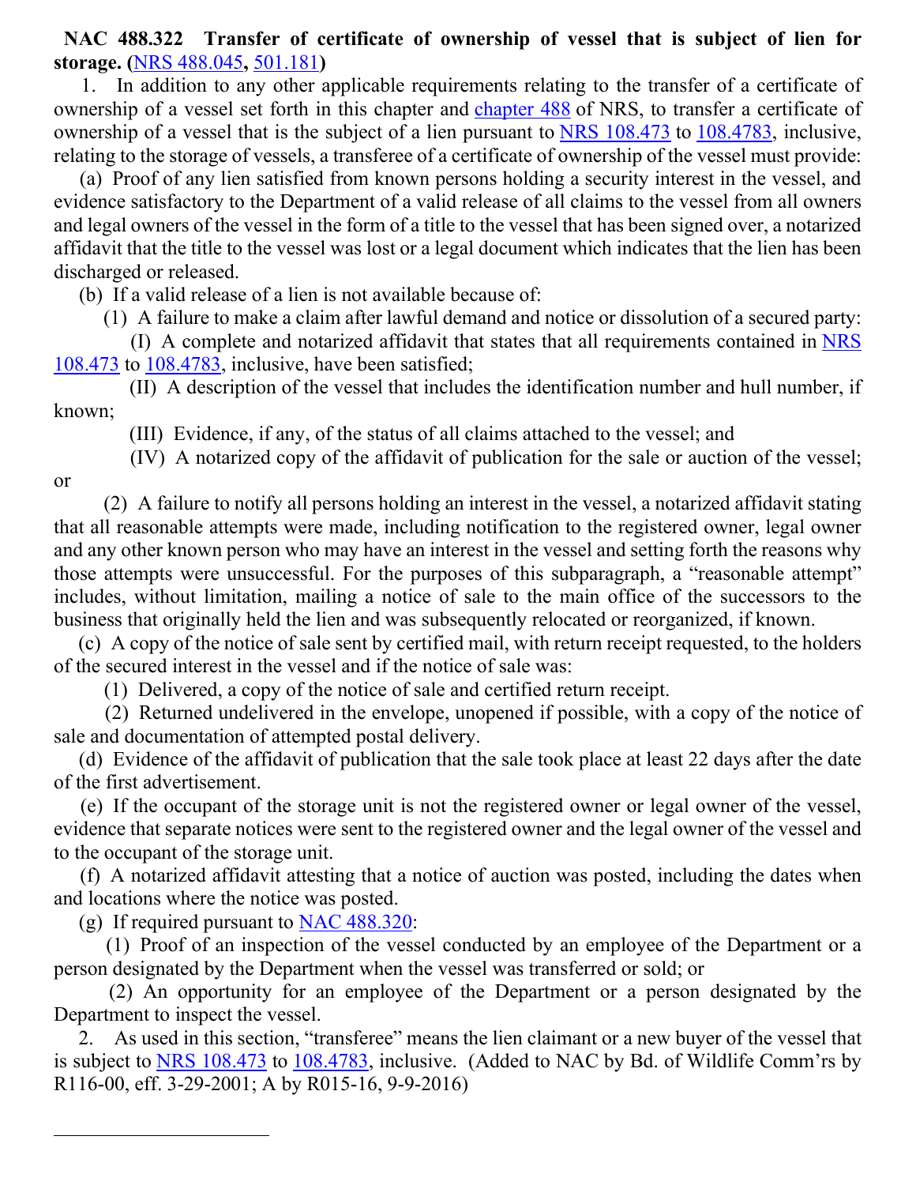**NAC 488.322 Transfer of certificate of ownership of vessel that is subject of lien for storage. (NRS 488.045, 501.181)**

1. In addition to any other applicable requirements relating to the transfer of a certificate of ownership of a vessel set forth in this chapter and chapter 488 of NRS, to transfer a certificate of ownership of a vessel that is the subject of a lien pursuant to NRS 108.473 to 108.4783, inclusive, relating to the storage of vessels, a transferee of a certificate of ownership of the vessel must provide:

(a) Proof of any lien satisfied from known persons holding a security interest in the vessel, and evidence satisfactory to the Department of a valid release of all claims to the vessel from all owners and legal owners of the vessel in the form of a title to the vessel that has been signed over, a notarized affidavit that the title to the vessel was lost or a legal document which indicates that the lien has been discharged or released.

(b) If a valid release of a lien is not available because of:

(1) A failure to make a claim after lawful demand and notice or dissolution of a secured party:

(I) A complete and notarized affidavit that states that all requirements contained in NRS 108.473 to 108.4783, inclusive, have been satisfied;

(II) A description of the vessel that includes the identification number and hull number, if known;

(III) Evidence, if any, of the status of all claims attached to the vessel; and

(IV) A notarized copy of the affidavit of publication for the sale or auction of the vessel; or

(2) A failure to notify all persons holding an interest in the vessel, a notarized affidavit stating that all reasonable attempts were made, including notification to the registered owner, legal owner and any other known person who may have an interest in the vessel and setting forth the reasons why those attempts were unsuccessful. For the purposes of this subparagraph, a "reasonable attempt" includes, without limitation, mailing a notice of sale to the main office of the successors to the business that originally held the lien and was subsequently relocated or reorganized, if known.

(c) A copy of the notice of sale sent by certified mail, with return receipt requested, to the holders of the secured interest in the vessel and if the notice of sale was:

(1) Delivered, a copy of the notice of sale and certified return receipt.

(2) Returned undelivered in the envelope, unopened if possible, with a copy of the notice of sale and documentation of attempted postal delivery.

(d) Evidence of the affidavit of publication that the sale took place at least 22 days after the date of the first advertisement.

(e) If the occupant of the storage unit is not the registered owner or legal owner of the vessel, evidence that separate notices were sent to the registered owner and the legal owner of the vessel and to the occupant of the storage unit.

(f) A notarized affidavit attesting that a notice of auction was posted, including the dates when and locations where the notice was posted.

(g) If required pursuant to NAC 488.320:

(1) Proof of an inspection of the vessel conducted by an employee of the Department or a person designated by the Department when the vessel was transferred or sold; or

(2) An opportunity for an employee of the Department or a person designated by the Department to inspect the vessel.

2. As used in this section, "transferee" means the lien claimant or a new buyer of the vessel that is subject to NRS 108.473 to 108.4783, inclusive. (Added to NAC by Bd. of Wildlife Comm'rs by R116-00, eff. 3-29-2001; A by R015-16, 9-9-2016)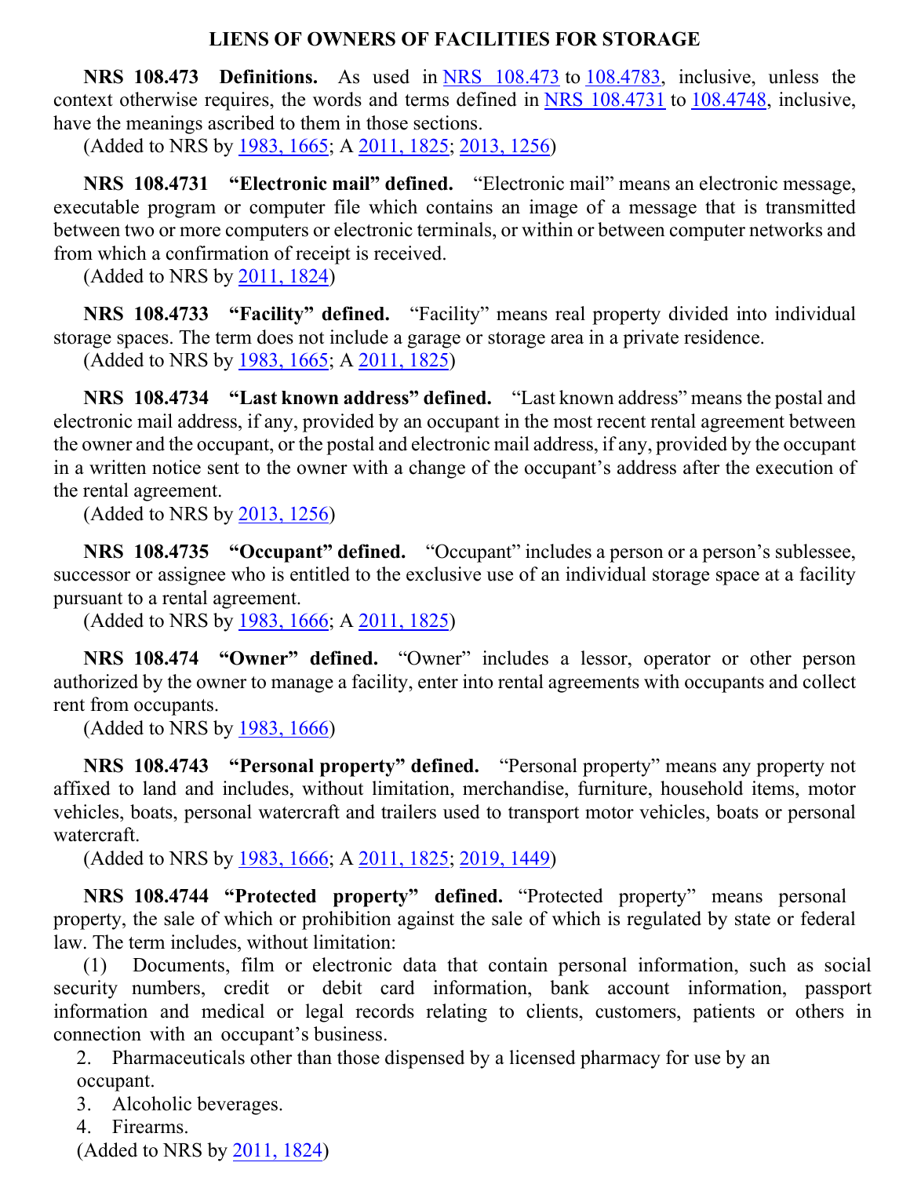## LIENS OF OWNERS OF FACILITIES FOR STORAGE

**NRS 108.473 Definitions.** As used in NRS 108.473 to 108.4783, inclusive, unless the context otherwise requires, the words and terms defined in NRS 108.4731 to 108.4748, inclusive, have the meanings ascribed to them in those sections.

(Added to NRS by 1983, 1665; A 2011, 1825; 2013, 1256)

**NRS 108.4731 "Electronic mail" defined.** "Electronic mail" means an electronic message, executable program or computer file which contains an image of a message that is transmitted between two or more computers or electronic terminals, or within or between computer networks and from which a confirmation of receipt is received.

(Added to NRS by 2011, 1824)

**NRS 108.4733 "Facility" defined.** "Facility" means real property divided into individual storage spaces. The term does not include a garage or storage area in a private residence.

(Added to NRS by 1983, 1665; A 2011, 1825)

**NRS 108.4734 "Last known address" defined.** "Last known address" means the postal and electronic mail address, if any, provided by an occupant in the most recent rental agreement between the owner and the occupant, or the postal and electronic mail address, if any, provided by the occupant in a written notice sent to the owner with a change of the occupant's address after the execution of the rental agreement.

(Added to NRS by 2013, 1256)

**NRS 108.4735 "Occupant" defined.** "Occupant" includes a person or a person's sublessee, successor or assignee who is entitled to the exclusive use of an individual storage space at a facility pursuant to a rental agreement.

(Added to NRS by 1983, 1666; A 2011, 1825)

**NRS 108.474 "Owner" defined.** "Owner" includes a lessor, operator or other person authorized by the owner to manage a facility, enter into rental agreements with occupants and collect rent from occupants.

(Added to NRS by 1983, 1666)

**NRS 108.4743 "Personal property" defined.** "Personal property" means any property not affixed to land and includes, without limitation, merchandise, furniture, household items, motor vehicles, boats, personal watercraft and trailers used to transport motor vehicles, boats or personal watercraft.

(Added to NRS by 1983, 1666; A 2011, 1825; 2019, 1449)

**NRS 108.4744 "Protected property" defined.** "Protected property" means personal property, the sale of which or prohibition against the sale of which is regulated by state or federal law. The term includes, without limitation:

(1) Documents, film or electronic data that contain personal information, such as social security numbers, credit or debit card information, bank account information, passport information and medical or legal records relating to clients, customers, patients or others in connection with an occupant's business.

2. Pharmaceuticals other than those dispensed by a licensed pharmacy for use by an occupant.

3. Alcoholic beverages.

4. Firearms.

(Added to NRS by 2011, 1824)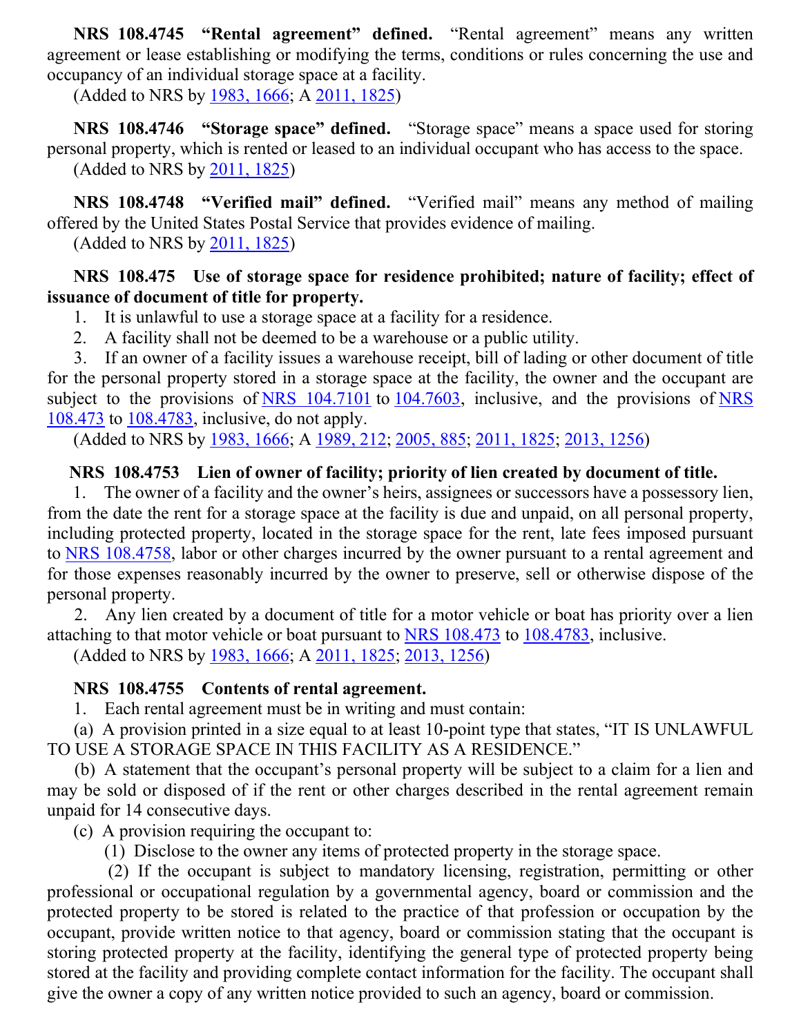**NRS 108.4745 "Rental agreement" defined.** "Rental agreement" means any written agreement or lease establishing or modifying the terms, conditions or rules concerning the use and occupancy of an individual storage space at a facility.

(Added to NRS by 1983, 1666; A 2011, 1825)

**NRS 108.4746 "Storage space" defined.** "Storage space" means a space used for storing personal property, which is rented or leased to an individual occupant who has access to the space.

(Added to NRS by 2011, 1825)

**NRS 108.4748 "Verified mail" defined.** "Verified mail" means any method of mailing offered by the United States Postal Service that provides evidence of mailing.

(Added to NRS by 2011, 1825)

**NRS 108.475 Use of storage space for residence prohibited; nature of facility; effect of issuance of document of title for property.**

1. It is unlawful to use a storage space at a facility for a residence.

2. A facility shall not be deemed to be a warehouse or a public utility.

3. If an owner of a facility issues a warehouse receipt, bill of lading or other document of title for the personal property stored in a storage space at the facility, the owner and the occupant are subject to the provisions of NRS 104.7101 to 104.7603, inclusive, and the provisions of NRS 108.473 to 108.4783, inclusive, do not apply.

(Added to NRS by 1983, 1666; A 1989, 212; 2005, 885; 2011, 1825; 2013, 1256)

**NRS 108.4753 Lien of owner of facility; priority of lien created by document of title.**

1. The owner of a facility and the owner's heirs, assignees or successors have a possessory lien, from the date the rent for a storage space at the facility is due and unpaid, on all personal property, including protected property, located in the storage space for the rent, late fees imposed pursuant to NRS 108.4758, labor or other charges incurred by the owner pursuant to a rental agreement and for those expenses reasonably incurred by the owner to preserve, sell or otherwise dispose of the personal property.

2. Any lien created by a document of title for a motor vehicle or boat has priority over a lien attaching to that motor vehicle or boat pursuant to NRS 108.473 to 108.4783, inclusive.

(Added to NRS by 1983, 1666; A 2011, 1825; 2013, 1256)

**NRS 108.4755 Contents of rental agreement.**

1. Each rental agreement must be in writing and must contain:

(a) A provision printed in a size equal to at least 10-point type that states, "IT IS UNLAWFUL TO USE A STORAGE SPACE IN THIS FACILITY AS A RESIDENCE."

(b) A statement that the occupant's personal property will be subject to a claim for a lien and may be sold or disposed of if the rent or other charges described in the rental agreement remain unpaid for 14 consecutive days.

(c) A provision requiring the occupant to:

(1) Disclose to the owner any items of protected property in the storage space.

(2) If the occupant is subject to mandatory licensing, registration, permitting or other professional or occupational regulation by a governmental agency, board or commission and the protected property to be stored is related to the practice of that profession or occupation by the occupant, provide written notice to that agency, board or commission stating that the occupant is storing protected property at the facility, identifying the general type of protected property being stored at the facility and providing complete contact information for the facility. The occupant shall give the owner a copy of any written notice provided to such an agency, board or commission.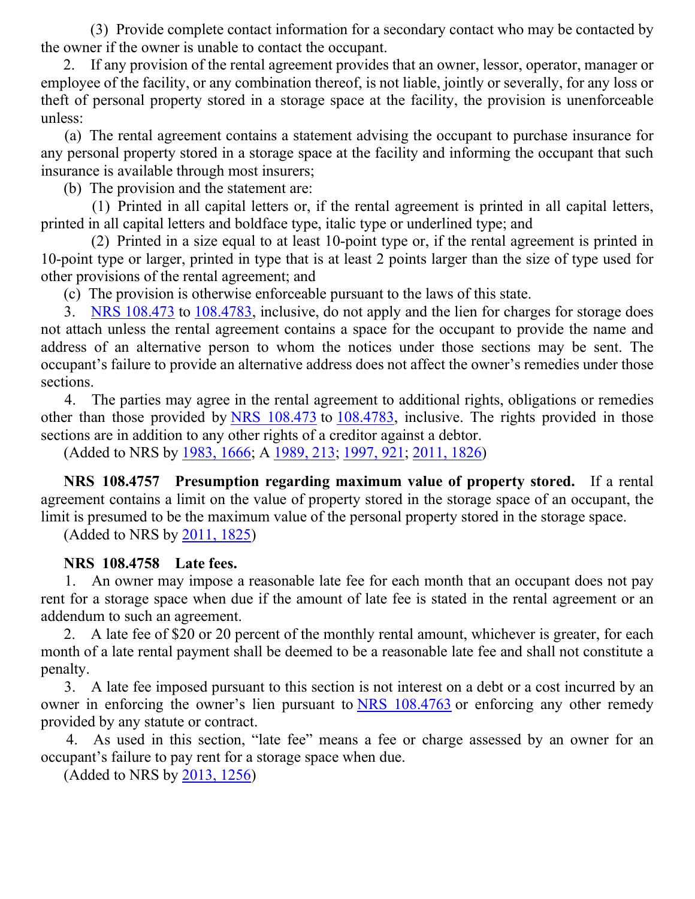(3) Provide complete contact information for a secondary contact who may be contacted by the owner if the owner is unable to contact the occupant.

2. If any provision of the rental agreement provides that an owner, lessor, operator, manager or employee of the facility, or any combination thereof, is not liable, jointly or severally, for any loss or theft of personal property stored in a storage space at the facility, the provision is unenforceable unless:

(a) The rental agreement contains a statement advising the occupant to purchase insurance for any personal property stored in a storage space at the facility and informing the occupant that such insurance is available through most insurers;

(b) The provision and the statement are:

(1) Printed in all capital letters or, if the rental agreement is printed in all capital letters, printed in all capital letters and boldface type, italic type or underlined type; and

(2) Printed in a size equal to at least 10-point type or, if the rental agreement is printed in 10-point type or larger, printed in type that is at least 2 points larger than the size of type used for other provisions of the rental agreement; and

(c) The provision is otherwise enforceable pursuant to the laws of this state.

3. NRS 108.473 to 108.4783, inclusive, do not apply and the lien for charges for storage does not attach unless the rental agreement contains a space for the occupant to provide the name and address of an alternative person to whom the notices under those sections may be sent. The occupant's failure to provide an alternative address does not affect the owner's remedies under those sections.

4. The parties may agree in the rental agreement to additional rights, obligations or remedies other than those provided by NRS 108.473 to 108.4783, inclusive. The rights provided in those sections are in addition to any other rights of a creditor against a debtor.

(Added to NRS by 1983, 1666; A 1989, 213; 1997, 921; 2011, 1826)

**NRS 108.4757 Presumption regarding maximum value of property stored.** If a rental agreement contains a limit on the value of property stored in the storage space of an occupant, the limit is presumed to be the maximum value of the personal property stored in the storage space.

(Added to NRS by 2011, 1825)

**NRS 108.4758 Late fees.**

1. An owner may impose a reasonable late fee for each month that an occupant does not pay rent for a storage space when due if the amount of late fee is stated in the rental agreement or an addendum to such an agreement.

2. A late fee of $20 or 20 percent of the monthly rental amount, whichever is greater, for each month of a late rental payment shall be deemed to be a reasonable late fee and shall not constitute a penalty.

3. A late fee imposed pursuant to this section is not interest on a debt or a cost incurred by an owner in enforcing the owner's lien pursuant to NRS 108.4763 or enforcing any other remedy provided by any statute or contract.

4. As used in this section, "late fee" means a fee or charge assessed by an owner for an occupant's failure to pay rent for a storage space when due.

(Added to NRS by 2013, 1256)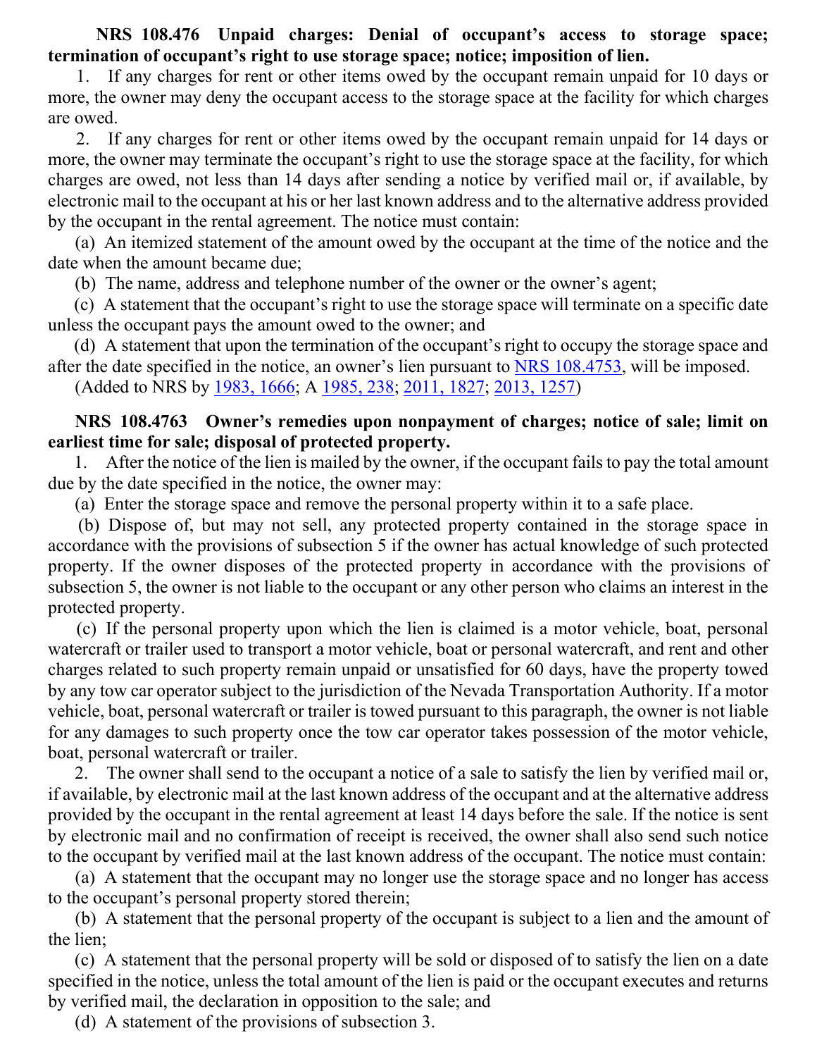**NRS 108.476 Unpaid charges: Denial of occupant's access to storage space; termination of occupant's right to use storage space; notice; imposition of lien.**

1. If any charges for rent or other items owed by the occupant remain unpaid for 10 days or more, the owner may deny the occupant access to the storage space at the facility for which charges are owed.

2. If any charges for rent or other items owed by the occupant remain unpaid for 14 days or more, the owner may terminate the occupant's right to use the storage space at the facility, for which charges are owed, not less than 14 days after sending a notice by verified mail or, if available, by electronic mail to the occupant at his or her last known address and to the alternative address provided by the occupant in the rental agreement. The notice must contain:

(a) An itemized statement of the amount owed by the occupant at the time of the notice and the date when the amount became due;

(b) The name, address and telephone number of the owner or the owner's agent;

(c) A statement that the occupant's right to use the storage space will terminate on a specific date unless the occupant pays the amount owed to the owner; and

(d) A statement that upon the termination of the occupant's right to occupy the storage space and after the date specified in the notice, an owner's lien pursuant to NRS 108.4753, will be imposed.

(Added to NRS by 1983, 1666; A 1985, 238; 2011, 1827; 2013, 1257)

**NRS 108.4763 Owner's remedies upon nonpayment of charges; notice of sale; limit on earliest time for sale; disposal of protected property.**

1. After the notice of the lien is mailed by the owner, if the occupant fails to pay the total amount due by the date specified in the notice, the owner may:

(a) Enter the storage space and remove the personal property within it to a safe place.

(b) Dispose of, but may not sell, any protected property contained in the storage space in accordance with the provisions of subsection 5 if the owner has actual knowledge of such protected property. If the owner disposes of the protected property in accordance with the provisions of subsection 5, the owner is not liable to the occupant or any other person who claims an interest in the protected property.

(c) If the personal property upon which the lien is claimed is a motor vehicle, boat, personal watercraft or trailer used to transport a motor vehicle, boat or personal watercraft, and rent and other charges related to such property remain unpaid or unsatisfied for 60 days, have the property towed by any tow car operator subject to the jurisdiction of the Nevada Transportation Authority. If a motor vehicle, boat, personal watercraft or trailer is towed pursuant to this paragraph, the owner is not liable for any damages to such property once the tow car operator takes possession of the motor vehicle, boat, personal watercraft or trailer.

2. The owner shall send to the occupant a notice of a sale to satisfy the lien by verified mail or, if available, by electronic mail at the last known address of the occupant and at the alternative address provided by the occupant in the rental agreement at least 14 days before the sale. If the notice is sent by electronic mail and no confirmation of receipt is received, the owner shall also send such notice to the occupant by verified mail at the last known address of the occupant. The notice must contain:

(a) A statement that the occupant may no longer use the storage space and no longer has access to the occupant's personal property stored therein;

(b) A statement that the personal property of the occupant is subject to a lien and the amount of the lien;

(c) A statement that the personal property will be sold or disposed of to satisfy the lien on a date specified in the notice, unless the total amount of the lien is paid or the occupant executes and returns by verified mail, the declaration in opposition to the sale; and

(d) A statement of the provisions of subsection 3.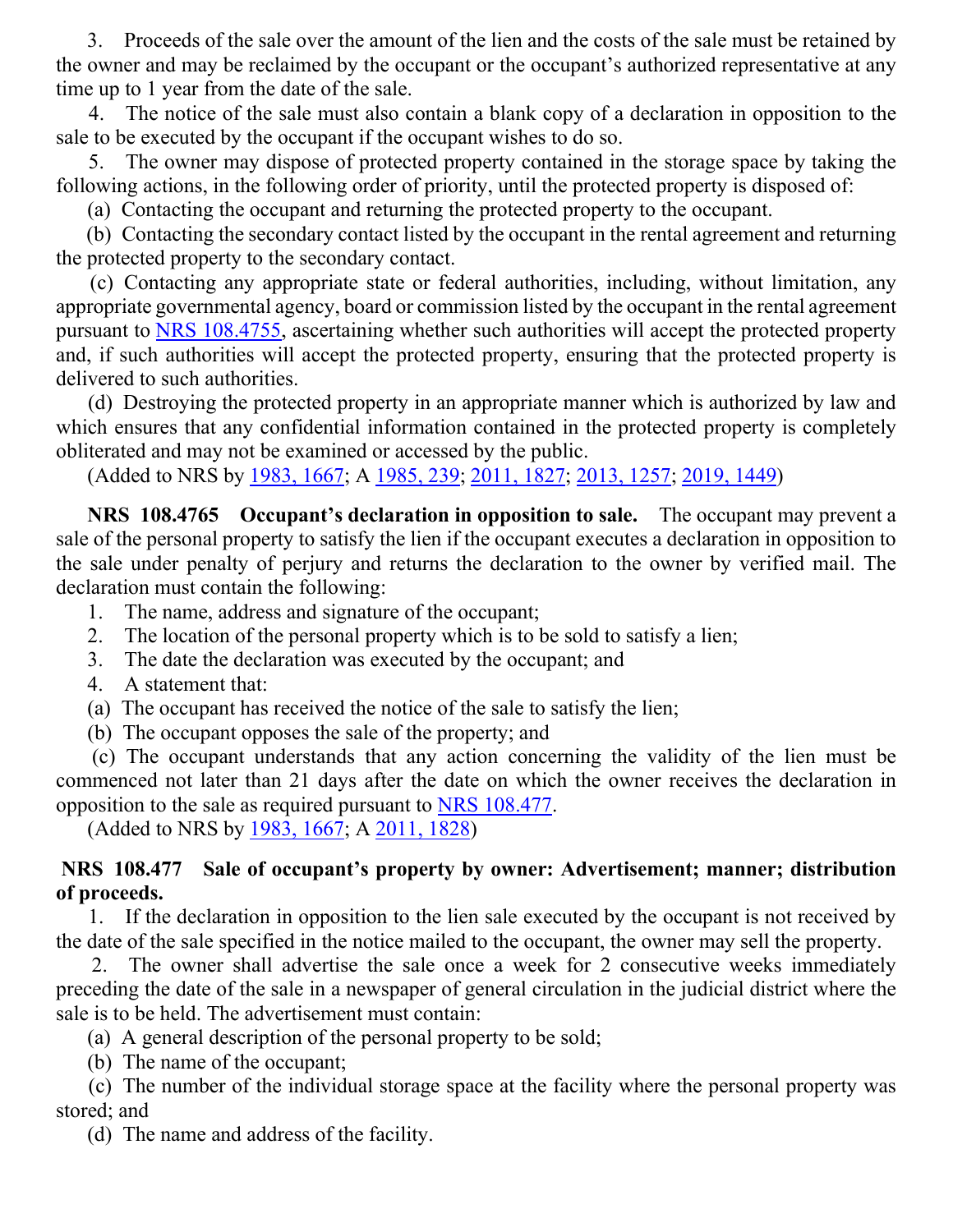3. Proceeds of the sale over the amount of the lien and the costs of the sale must be retained by the owner and may be reclaimed by the occupant or the occupant's authorized representative at any time up to 1 year from the date of the sale.

4. The notice of the sale must also contain a blank copy of a declaration in opposition to the sale to be executed by the occupant if the occupant wishes to do so.

5. The owner may dispose of protected property contained in the storage space by taking the following actions, in the following order of priority, until the protected property is disposed of:

(a) Contacting the occupant and returning the protected property to the occupant.

(b) Contacting the secondary contact listed by the occupant in the rental agreement and returning the protected property to the secondary contact.

(c) Contacting any appropriate state or federal authorities, including, without limitation, any appropriate governmental agency, board or commission listed by the occupant in the rental agreement pursuant to NRS 108.4755, ascertaining whether such authorities will accept the protected property and, if such authorities will accept the protected property, ensuring that the protected property is delivered to such authorities.

(d) Destroying the protected property in an appropriate manner which is authorized by law and which ensures that any confidential information contained in the protected property is completely obliterated and may not be examined or accessed by the public.

(Added to NRS by 1983, 1667; A 1985, 239; 2011, 1827; 2013, 1257; 2019, 1449)

**NRS 108.4765 Occupant's declaration in opposition to sale.** The occupant may prevent a sale of the personal property to satisfy the lien if the occupant executes a declaration in opposition to the sale under penalty of perjury and returns the declaration to the owner by verified mail. The declaration must contain the following:

1. The name, address and signature of the occupant;
2. The location of the personal property which is to be sold to satisfy a lien;
3. The date the declaration was executed by the occupant; and
4. A statement that:

(a) The occupant has received the notice of the sale to satisfy the lien;

(b) The occupant opposes the sale of the property; and

(c) The occupant understands that any action concerning the validity of the lien must be commenced not later than 21 days after the date on which the owner receives the declaration in opposition to the sale as required pursuant to NRS 108.477.

(Added to NRS by 1983, 1667; A 2011, 1828)

**NRS 108.477 Sale of occupant's property by owner: Advertisement; manner; distribution of proceeds.**

1. If the declaration in opposition to the lien sale executed by the occupant is not received by the date of the sale specified in the notice mailed to the occupant, the owner may sell the property.

2. The owner shall advertise the sale once a week for 2 consecutive weeks immediately preceding the date of the sale in a newspaper of general circulation in the judicial district where the sale is to be held. The advertisement must contain:

(a) A general description of the personal property to be sold;

(b) The name of the occupant;

(c) The number of the individual storage space at the facility where the personal property was stored; and

(d) The name and address of the facility.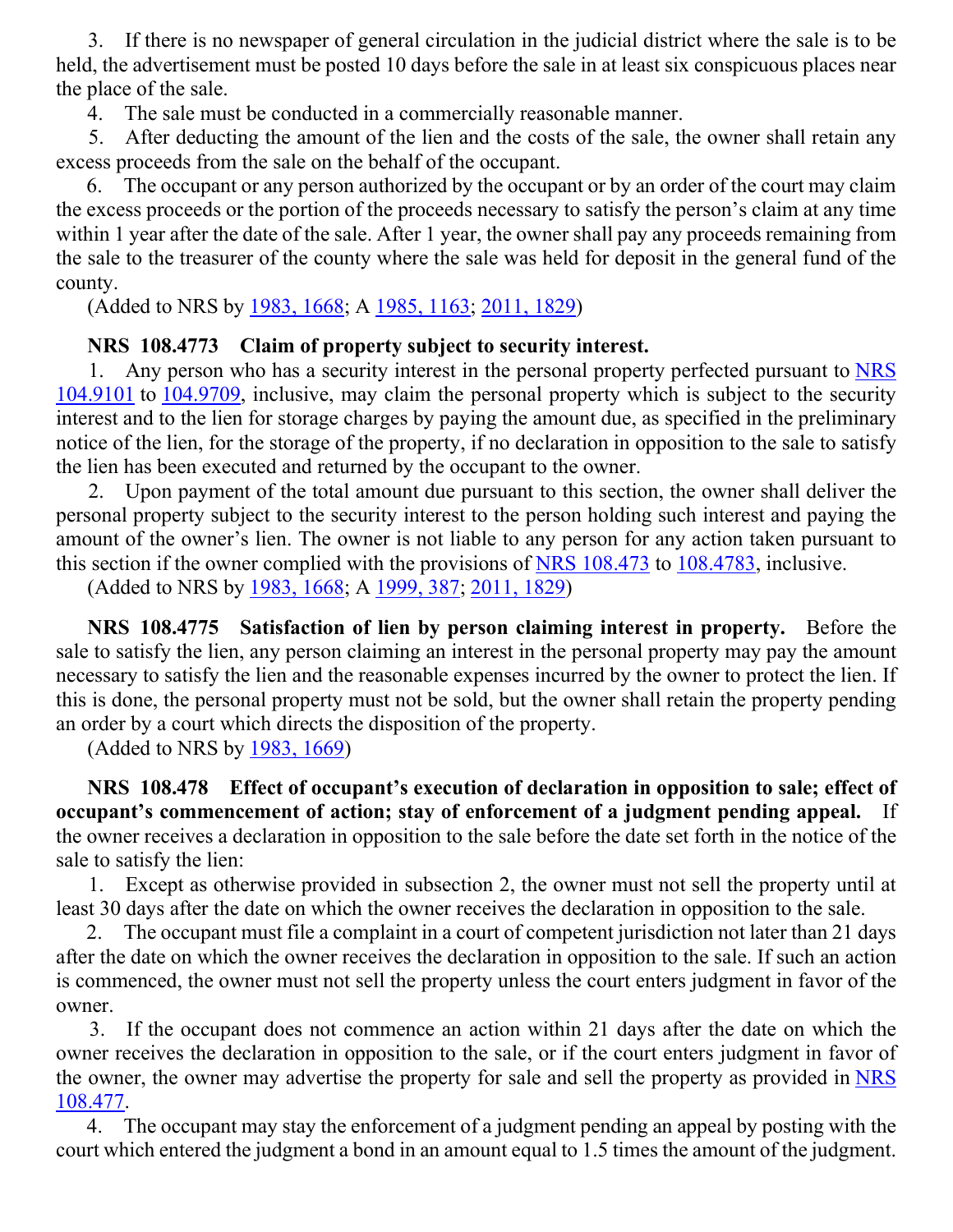3. If there is no newspaper of general circulation in the judicial district where the sale is to be held, the advertisement must be posted 10 days before the sale in at least six conspicuous places near the place of the sale.

4. The sale must be conducted in a commercially reasonable manner.

5. After deducting the amount of the lien and the costs of the sale, the owner shall retain any excess proceeds from the sale on the behalf of the occupant.

6. The occupant or any person authorized by the occupant or by an order of the court may claim the excess proceeds or the portion of the proceeds necessary to satisfy the person's claim at any time within 1 year after the date of the sale. After 1 year, the owner shall pay any proceeds remaining from the sale to the treasurer of the county where the sale was held for deposit in the general fund of the county.

(Added to NRS by 1983, 1668; A 1985, 1163; 2011, 1829)

**NRS 108.4773 Claim of property subject to security interest.**

1. Any person who has a security interest in the personal property perfected pursuant to NRS 104.9101 to 104.9709, inclusive, may claim the personal property which is subject to the security interest and to the lien for storage charges by paying the amount due, as specified in the preliminary notice of the lien, for the storage of the property, if no declaration in opposition to the sale to satisfy the lien has been executed and returned by the occupant to the owner.

2. Upon payment of the total amount due pursuant to this section, the owner shall deliver the personal property subject to the security interest to the person holding such interest and paying the amount of the owner's lien. The owner is not liable to any person for any action taken pursuant to this section if the owner complied with the provisions of NRS 108.473 to 108.4783, inclusive.

(Added to NRS by 1983, 1668; A 1999, 387; 2011, 1829)

**NRS 108.4775 Satisfaction of lien by person claiming interest in property.** Before the sale to satisfy the lien, any person claiming an interest in the personal property may pay the amount necessary to satisfy the lien and the reasonable expenses incurred by the owner to protect the lien. If this is done, the personal property must not be sold, but the owner shall retain the property pending an order by a court which directs the disposition of the property.

(Added to NRS by 1983, 1669)

**NRS 108.478 Effect of occupant's execution of declaration in opposition to sale; effect of occupant's commencement of action; stay of enforcement of a judgment pending appeal.** If the owner receives a declaration in opposition to the sale before the date set forth in the notice of the sale to satisfy the lien:

1. Except as otherwise provided in subsection 2, the owner must not sell the property until at least 30 days after the date on which the owner receives the declaration in opposition to the sale.

2. The occupant must file a complaint in a court of competent jurisdiction not later than 21 days after the date on which the owner receives the declaration in opposition to the sale. If such an action is commenced, the owner must not sell the property unless the court enters judgment in favor of the owner.

3. If the occupant does not commence an action within 21 days after the date on which the owner receives the declaration in opposition to the sale, or if the court enters judgment in favor of the owner, the owner may advertise the property for sale and sell the property as provided in NRS 108.477.

4. The occupant may stay the enforcement of a judgment pending an appeal by posting with the court which entered the judgment a bond in an amount equal to 1.5 times the amount of the judgment.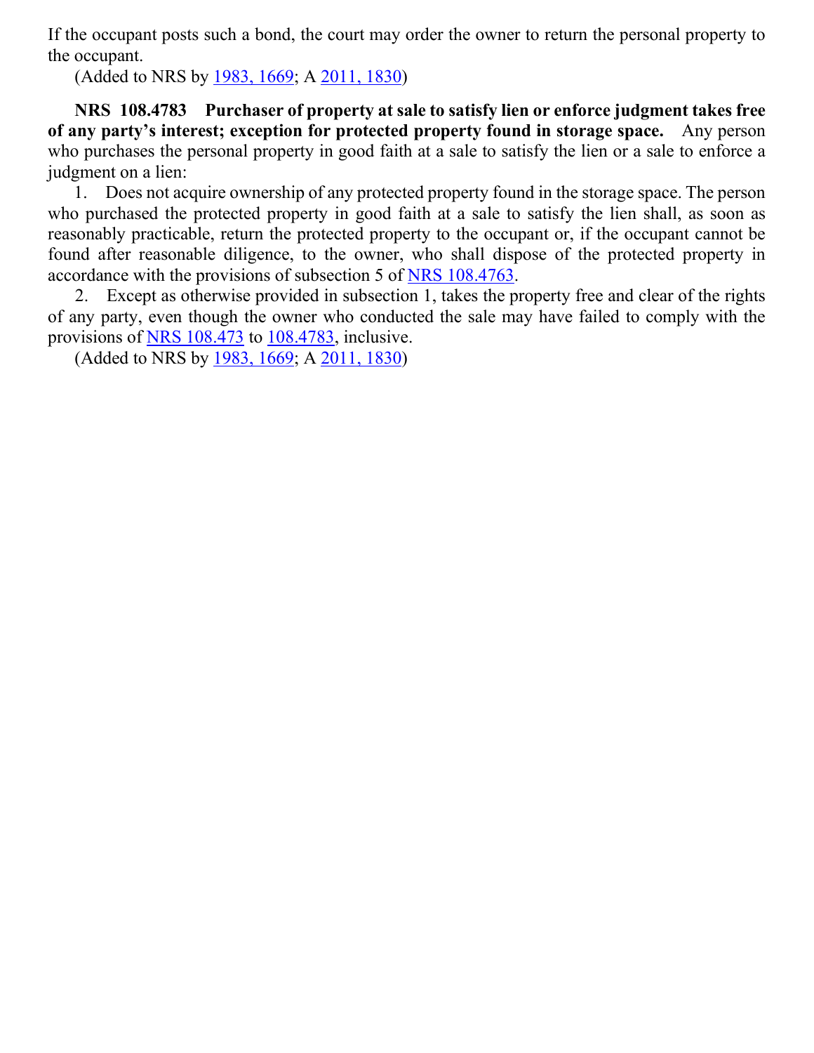If the occupant posts such a bond, the court may order the owner to return the personal property to the occupant.

(Added to NRS by 1983, 1669; A 2011, 1830)

**NRS 108.4783 Purchaser of property at sale to satisfy lien or enforce judgment takes free of any party's interest; exception for protected property found in storage space.** Any person who purchases the personal property in good faith at a sale to satisfy the lien or a sale to enforce a judgment on a lien:

1. Does not acquire ownership of any protected property found in the storage space. The person who purchased the protected property in good faith at a sale to satisfy the lien shall, as soon as reasonably practicable, return the protected property to the occupant or, if the occupant cannot be found after reasonable diligence, to the owner, who shall dispose of the protected property in accordance with the provisions of subsection 5 of NRS 108.4763.

2. Except as otherwise provided in subsection 1, takes the property free and clear of the rights of any party, even though the owner who conducted the sale may have failed to comply with the provisions of NRS 108.473 to 108.4783, inclusive.

(Added to NRS by 1983, 1669; A 2011, 1830)